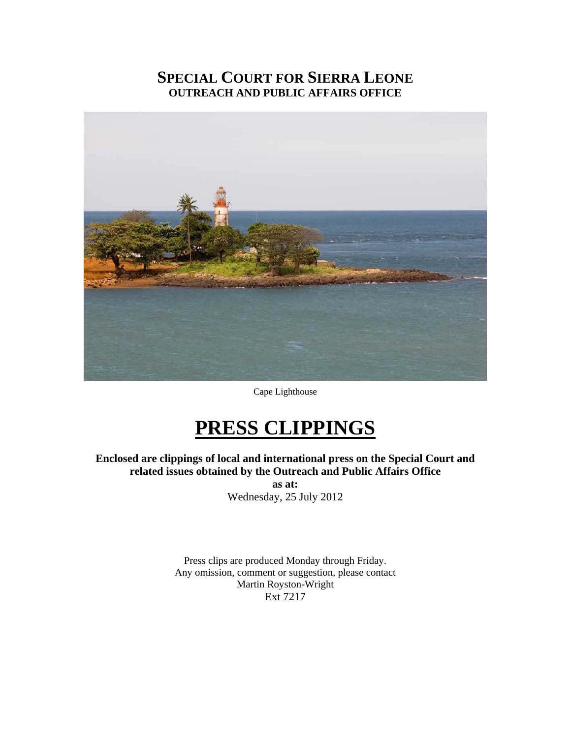# SPECIAL COURT FOR SIERRA LEONE
## OUTREACH AND PUBLIC AFFAIRS OFFICE

Cape Lighthouse

# PRESS CLIPPINGS

**Enclosed are clippings of local and international press on the Special Court and related issues obtained by the Outreach and Public Affairs Office**

**as at:**

Wednesday, 25 July 2012

Press clips are produced Monday through Friday.
Any omission, comment or suggestion, please contact
Martin Royston-Wright
Ext 7217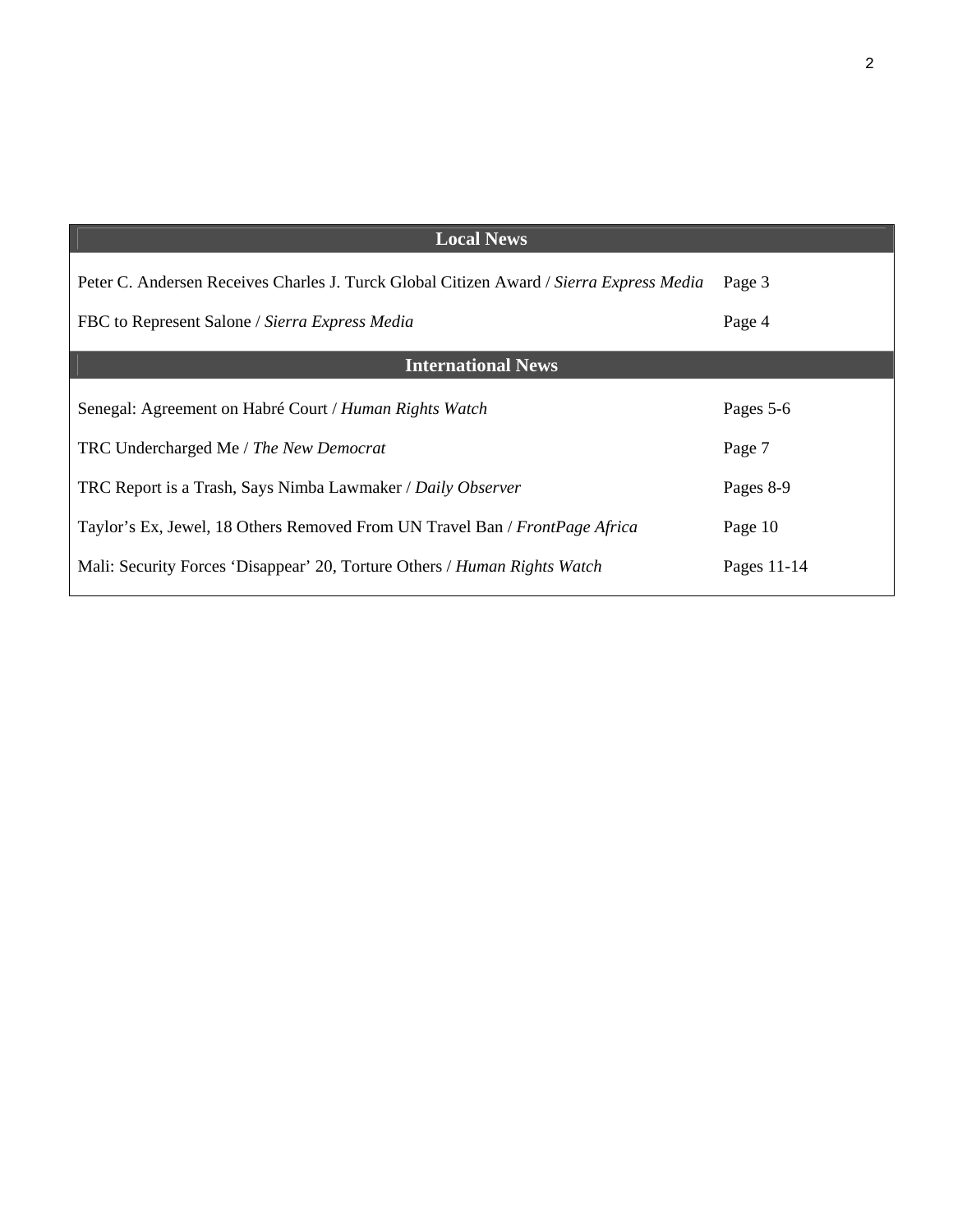| Local News | |
|---|---|
| Peter C. Andersen Receives Charles J. Turck Global Citizen Award / *Sierra Express Media* | Page 3 |
| FBC to Represent Salone / *Sierra Express Media* | Page 4 |
| **International News** | |
| Senegal: Agreement on Habré Court / *Human Rights Watch* | Pages 5-6 |
| TRC Undercharged Me / *The New Democrat* | Page 7 |
| TRC Report is a Trash, Says Nimba Lawmaker / *Daily Observer* | Pages 8-9 |
| Taylor's Ex, Jewel, 18 Others Removed From UN Travel Ban / *FrontPage Africa* | Page 10 |
| Mali: Security Forces 'Disappear' 20, Torture Others / *Human Rights Watch* | Pages 11-14 |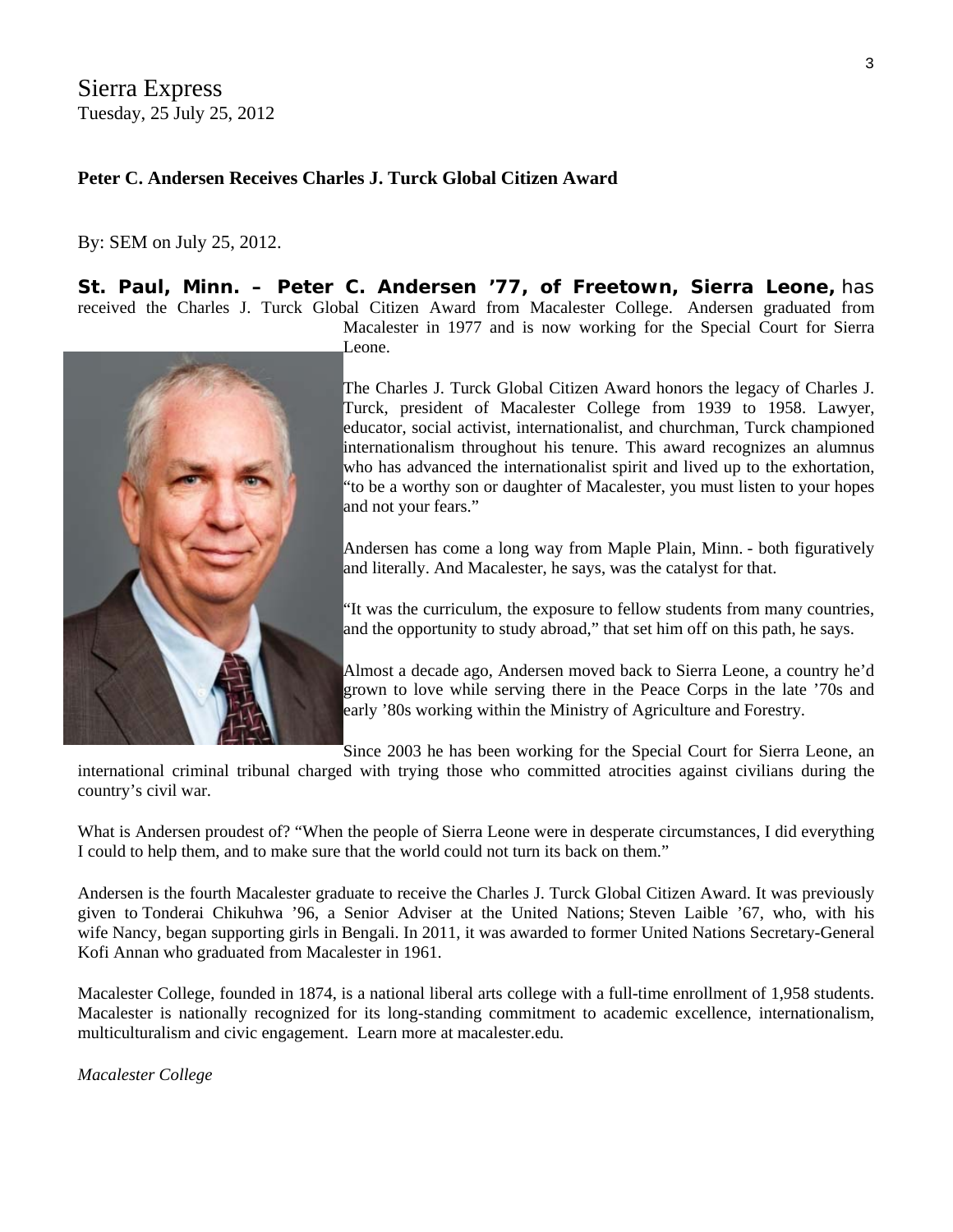Sierra Express
Tuesday, 25 July 25, 2012

**Peter C. Andersen Receives Charles J. Turck Global Citizen Award**

By: SEM on July 25, 2012.

**St. Paul, Minn. – Peter C. Andersen '77, of Freetown, Sierra Leone,** has received the Charles J. Turck Global Citizen Award from Macalester College. Andersen graduated from Macalester in 1977 and is now working for the Special Court for Sierra Leone.

The Charles J. Turck Global Citizen Award honors the legacy of Charles J. Turck, president of Macalester College from 1939 to 1958. Lawyer, educator, social activist, internationalist, and churchman, Turck championed internationalism throughout his tenure. This award recognizes an alumnus who has advanced the internationalist spirit and lived up to the exhortation, "to be a worthy son or daughter of Macalester, you must listen to your hopes and not your fears."

Andersen has come a long way from Maple Plain, Minn. - both figuratively and literally. And Macalester, he says, was the catalyst for that.

"It was the curriculum, the exposure to fellow students from many countries, and the opportunity to study abroad," that set him off on this path, he says.

Almost a decade ago, Andersen moved back to Sierra Leone, a country he'd grown to love while serving there in the Peace Corps in the late '70s and early '80s working within the Ministry of Agriculture and Forestry.

Since 2003 he has been working for the Special Court for Sierra Leone, an international criminal tribunal charged with trying those who committed atrocities against civilians during the country's civil war.

What is Andersen proudest of? "When the people of Sierra Leone were in desperate circumstances, I did everything I could to help them, and to make sure that the world could not turn its back on them."

Andersen is the fourth Macalester graduate to receive the Charles J. Turck Global Citizen Award. It was previously given to Tonderai Chikuhwa '96, a Senior Adviser at the United Nations; Steven Laible '67, who, with his wife Nancy, began supporting girls in Bengali. In 2011, it was awarded to former United Nations Secretary-General Kofi Annan who graduated from Macalester in 1961.

Macalester College, founded in 1874, is a national liberal arts college with a full-time enrollment of 1,958 students. Macalester is nationally recognized for its long-standing commitment to academic excellence, internationalism, multiculturalism and civic engagement. Learn more at macalester.edu.

*Macalester College*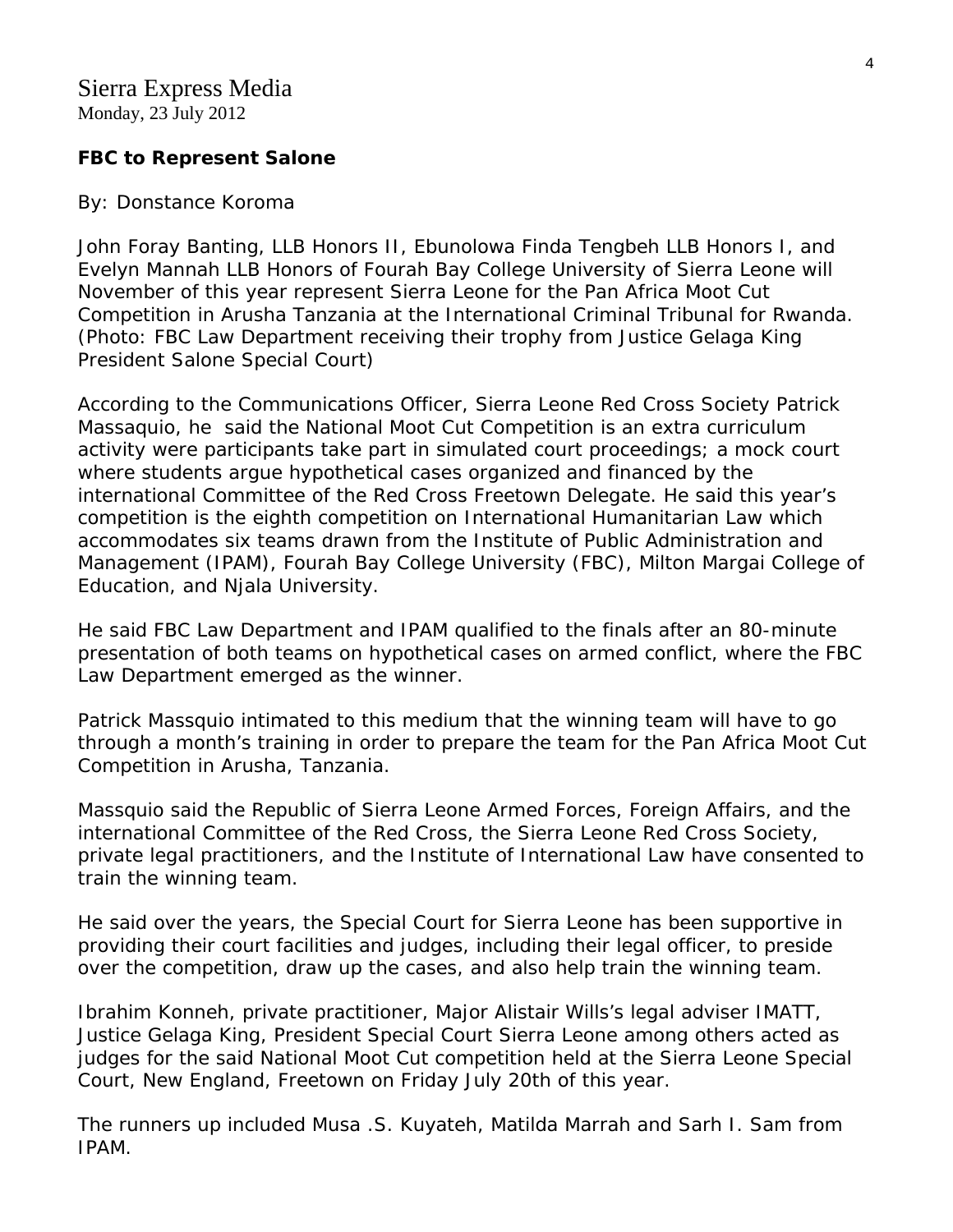Sierra Express Media
Monday, 23 July 2012

**FBC to Represent Salone**

By: Donstance Koroma

John Foray Banting, LLB Honors II, Ebunolowa Finda Tengbeh LLB Honors I, and Evelyn Mannah LLB Honors of Fourah Bay College University of Sierra Leone will November of this year represent Sierra Leone for the Pan Africa Moot Cut Competition in Arusha Tanzania at the International Criminal Tribunal for Rwanda. (Photo: FBC Law Department receiving their trophy from Justice Gelaga King President Salone Special Court)

According to the Communications Officer, Sierra Leone Red Cross Society Patrick Massaquio, he said the National Moot Cut Competition is an extra curriculum activity were participants take part in simulated court proceedings; a mock court where students argue hypothetical cases organized and financed by the international Committee of the Red Cross Freetown Delegate. He said this year's competition is the eighth competition on International Humanitarian Law which accommodates six teams drawn from the Institute of Public Administration and Management (IPAM), Fourah Bay College University (FBC), Milton Margai College of Education, and Njala University.

He said FBC Law Department and IPAM qualified to the finals after an 80-minute presentation of both teams on hypothetical cases on armed conflict, where the FBC Law Department emerged as the winner.

Patrick Massquio intimated to this medium that the winning team will have to go through a month's training in order to prepare the team for the Pan Africa Moot Cut Competition in Arusha, Tanzania.

Massquio said the Republic of Sierra Leone Armed Forces, Foreign Affairs, and the international Committee of the Red Cross, the Sierra Leone Red Cross Society, private legal practitioners, and the Institute of International Law have consented to train the winning team.

He said over the years, the Special Court for Sierra Leone has been supportive in providing their court facilities and judges, including their legal officer, to preside over the competition, draw up the cases, and also help train the winning team.

Ibrahim Konneh, private practitioner, Major Alistair Wills's legal adviser IMATT, Justice Gelaga King, President Special Court Sierra Leone among others acted as judges for the said National Moot Cut competition held at the Sierra Leone Special Court, New England, Freetown on Friday July 20th of this year.

The runners up included Musa .S. Kuyateh, Matilda Marrah and Sarh I. Sam from IPAM.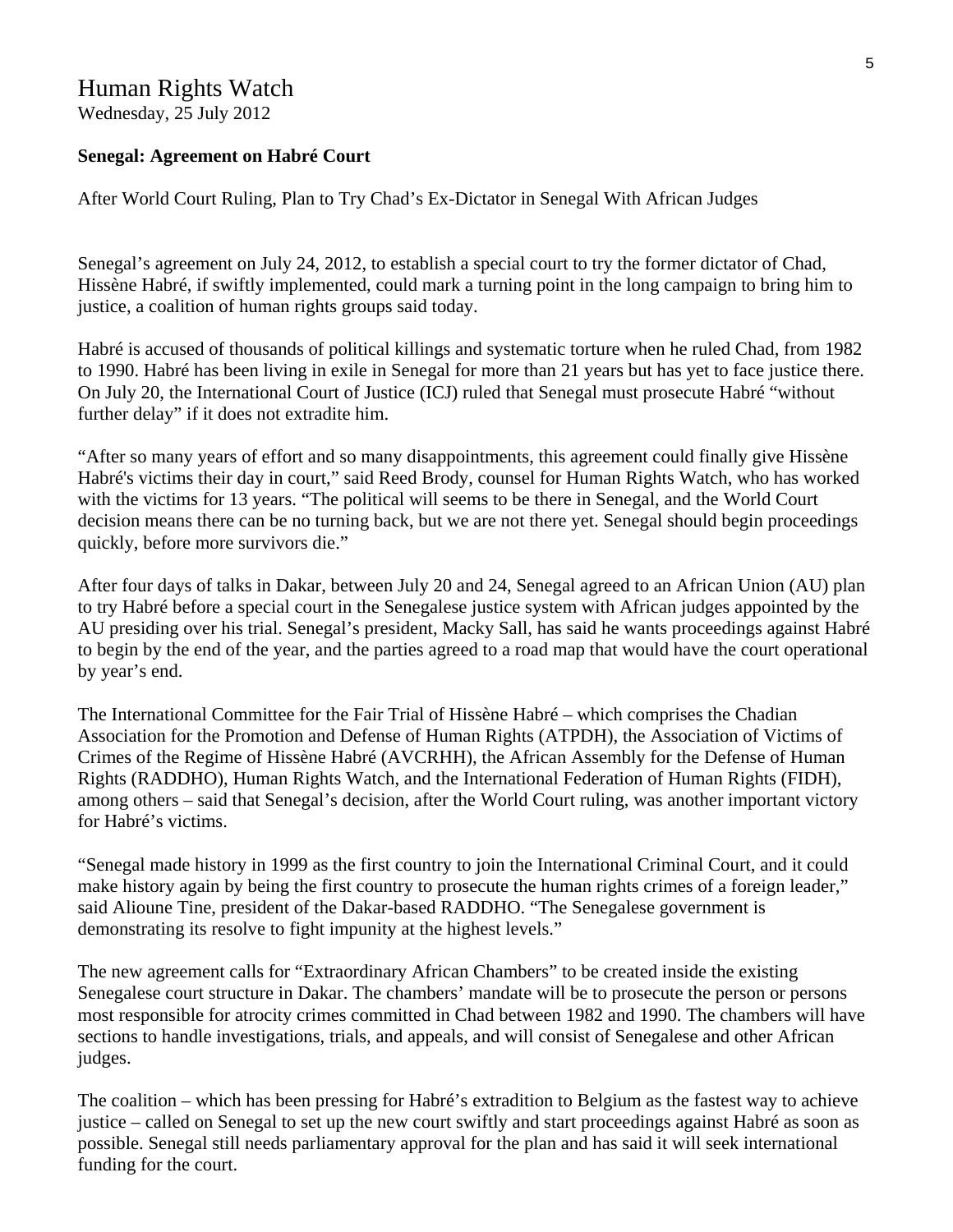# Human Rights Watch

Wednesday, 25 July 2012

**Senegal: Agreement on Habré Court**

After World Court Ruling, Plan to Try Chad's Ex-Dictator in Senegal With African Judges

Senegal's agreement on July 24, 2012, to establish a special court to try the former dictator of Chad, Hissène Habré, if swiftly implemented, could mark a turning point in the long campaign to bring him to justice, a coalition of human rights groups said today.

Habré is accused of thousands of political killings and systematic torture when he ruled Chad, from 1982 to 1990. Habré has been living in exile in Senegal for more than 21 years but has yet to face justice there. On July 20, the International Court of Justice (ICJ) ruled that Senegal must prosecute Habré "without further delay" if it does not extradite him.

"After so many years of effort and so many disappointments, this agreement could finally give Hissène Habré's victims their day in court," said Reed Brody, counsel for Human Rights Watch, who has worked with the victims for 13 years. "The political will seems to be there in Senegal, and the World Court decision means there can be no turning back, but we are not there yet. Senegal should begin proceedings quickly, before more survivors die."

After four days of talks in Dakar, between July 20 and 24, Senegal agreed to an African Union (AU) plan to try Habré before a special court in the Senegalese justice system with African judges appointed by the AU presiding over his trial. Senegal's president, Macky Sall, has said he wants proceedings against Habré to begin by the end of the year, and the parties agreed to a road map that would have the court operational by year's end.

The International Committee for the Fair Trial of Hissène Habré – which comprises the Chadian Association for the Promotion and Defense of Human Rights (ATPDH), the Association of Victims of Crimes of the Regime of Hissène Habré (AVCRHH), the African Assembly for the Defense of Human Rights (RADDHO), Human Rights Watch, and the International Federation of Human Rights (FIDH), among others – said that Senegal's decision, after the World Court ruling, was another important victory for Habré's victims.

"Senegal made history in 1999 as the first country to join the International Criminal Court, and it could make history again by being the first country to prosecute the human rights crimes of a foreign leader," said Alioune Tine, president of the Dakar-based RADDHO. "The Senegalese government is demonstrating its resolve to fight impunity at the highest levels."

The new agreement calls for "Extraordinary African Chambers" to be created inside the existing Senegalese court structure in Dakar. The chambers' mandate will be to prosecute the person or persons most responsible for atrocity crimes committed in Chad between 1982 and 1990. The chambers will have sections to handle investigations, trials, and appeals, and will consist of Senegalese and other African judges.

The coalition – which has been pressing for Habré's extradition to Belgium as the fastest way to achieve justice – called on Senegal to set up the new court swiftly and start proceedings against Habré as soon as possible. Senegal still needs parliamentary approval for the plan and has said it will seek international funding for the court.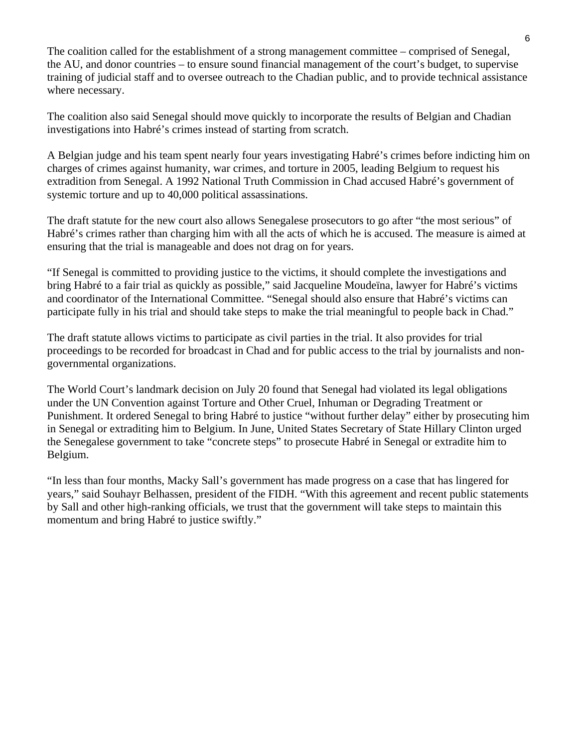The coalition called for the establishment of a strong management committee – comprised of Senegal, the AU, and donor countries – to ensure sound financial management of the court's budget, to supervise training of judicial staff and to oversee outreach to the Chadian public, and to provide technical assistance where necessary.

The coalition also said Senegal should move quickly to incorporate the results of Belgian and Chadian investigations into Habré's crimes instead of starting from scratch.

A Belgian judge and his team spent nearly four years investigating Habré's crimes before indicting him on charges of crimes against humanity, war crimes, and torture in 2005, leading Belgium to request his extradition from Senegal. A 1992 National Truth Commission in Chad accused Habré's government of systemic torture and up to 40,000 political assassinations.

The draft statute for the new court also allows Senegalese prosecutors to go after "the most serious" of Habré's crimes rather than charging him with all the acts of which he is accused. The measure is aimed at ensuring that the trial is manageable and does not drag on for years.

"If Senegal is committed to providing justice to the victims, it should complete the investigations and bring Habré to a fair trial as quickly as possible," said Jacqueline Moudeïna, lawyer for Habré's victims and coordinator of the International Committee. "Senegal should also ensure that Habré's victims can participate fully in his trial and should take steps to make the trial meaningful to people back in Chad."

The draft statute allows victims to participate as civil parties in the trial. It also provides for trial proceedings to be recorded for broadcast in Chad and for public access to the trial by journalists and non-governmental organizations.

The World Court's landmark decision on July 20 found that Senegal had violated its legal obligations under the UN Convention against Torture and Other Cruel, Inhuman or Degrading Treatment or Punishment. It ordered Senegal to bring Habré to justice "without further delay" either by prosecuting him in Senegal or extraditing him to Belgium. In June, United States Secretary of State Hillary Clinton urged the Senegalese government to take "concrete steps" to prosecute Habré in Senegal or extradite him to Belgium.

"In less than four months, Macky Sall's government has made progress on a case that has lingered for years," said Souhayr Belhassen, president of the FIDH. "With this agreement and recent public statements by Sall and other high-ranking officials, we trust that the government will take steps to maintain this momentum and bring Habré to justice swiftly."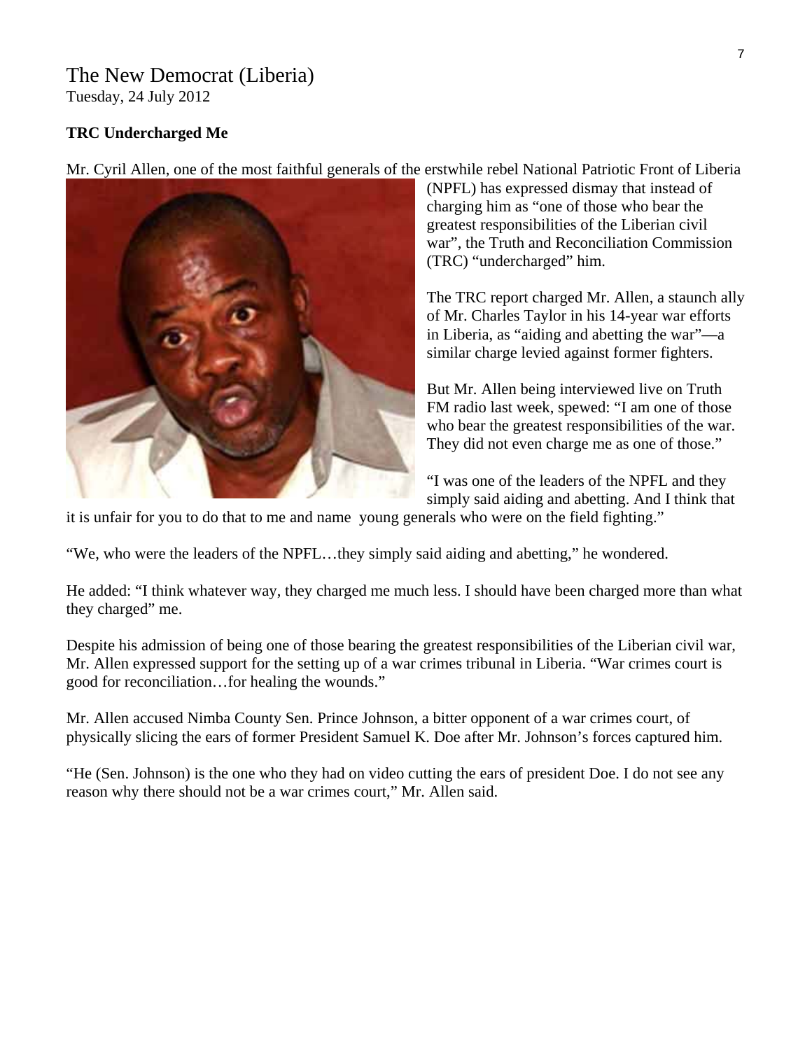The New Democrat (Liberia)
Tuesday, 24 July 2012

**TRC Undercharged Me**

Mr. Cyril Allen, one of the most faithful generals of the erstwhile rebel National Patriotic Front of Liberia (NPFL) has expressed dismay that instead of charging him as "one of those who bear the greatest responsibilities of the Liberian civil war", the Truth and Reconciliation Commission (TRC) "undercharged" him.

The TRC report charged Mr. Allen, a staunch ally of Mr. Charles Taylor in his 14-year war efforts in Liberia, as "aiding and abetting the war"—a similar charge levied against former fighters.

But Mr. Allen being interviewed live on Truth FM radio last week, spewed: "I am one of those who bear the greatest responsibilities of the war. They did not even charge me as one of those."

"I was one of the leaders of the NPFL and they simply said aiding and abetting. And I think that it is unfair for you to do that to me and name young generals who were on the field fighting."

"We, who were the leaders of the NPFL…they simply said aiding and abetting," he wondered.

He added: "I think whatever way, they charged me much less. I should have been charged more than what they charged" me.

Despite his admission of being one of those bearing the greatest responsibilities of the Liberian civil war, Mr. Allen expressed support for the setting up of a war crimes tribunal in Liberia. "War crimes court is good for reconciliation…for healing the wounds."

Mr. Allen accused Nimba County Sen. Prince Johnson, a bitter opponent of a war crimes court, of physically slicing the ears of former President Samuel K. Doe after Mr. Johnson's forces captured him.

"He (Sen. Johnson) is the one who they had on video cutting the ears of president Doe. I do not see any reason why there should not be a war crimes court," Mr. Allen said.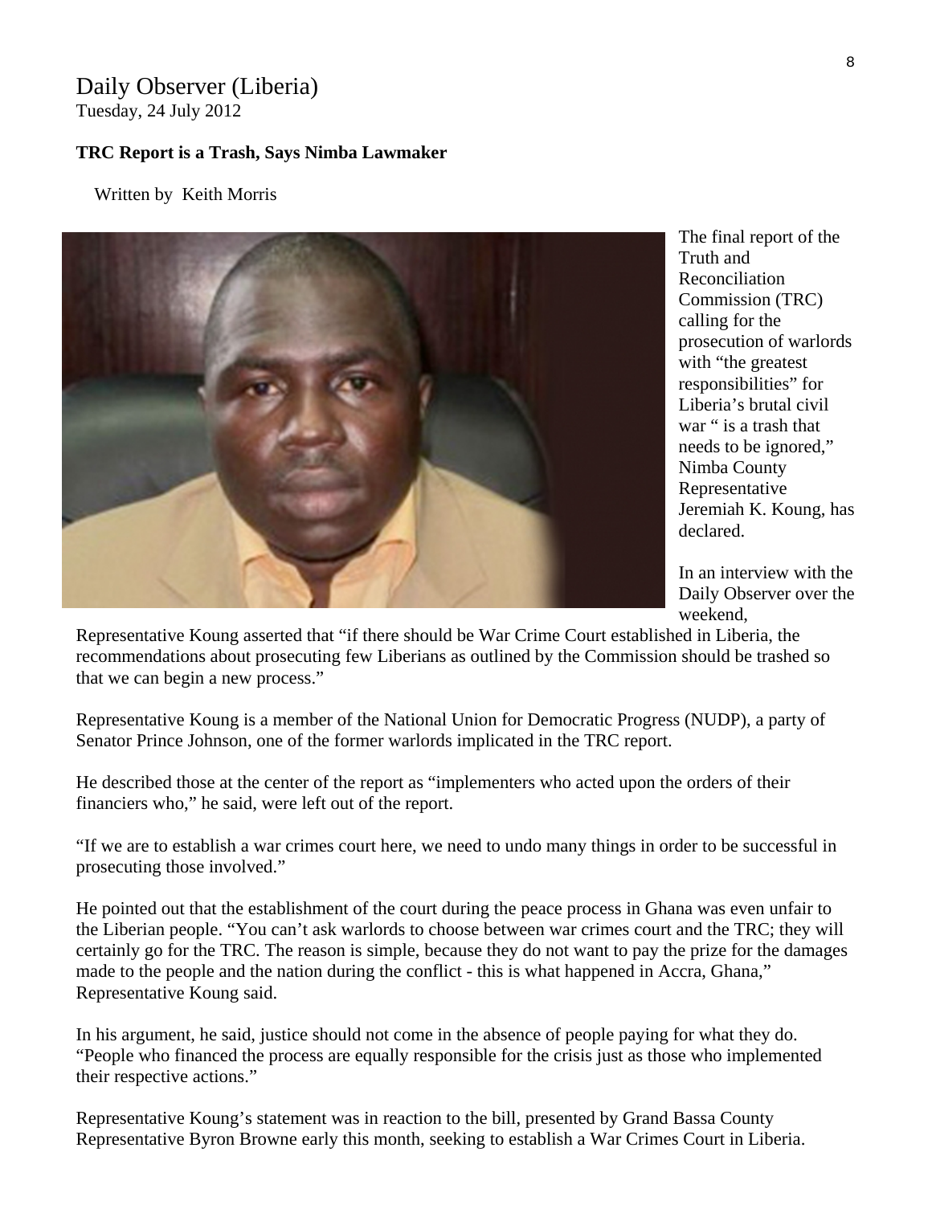Daily Observer (Liberia)
Tuesday, 24 July 2012

**TRC Report is a Trash, Says Nimba Lawmaker**

Written by Keith Morris

The final report of the Truth and Reconciliation Commission (TRC) calling for the prosecution of warlords with "the greatest responsibilities" for Liberia's brutal civil war " is a trash that needs to be ignored," Nimba County Representative Jeremiah K. Koung, has declared.

In an interview with the Daily Observer over the weekend, Representative Koung asserted that "if there should be War Crime Court established in Liberia, the recommendations about prosecuting few Liberians as outlined by the Commission should be trashed so that we can begin a new process."

Representative Koung is a member of the National Union for Democratic Progress (NUDP), a party of Senator Prince Johnson, one of the former warlords implicated in the TRC report.

He described those at the center of the report as "implementers who acted upon the orders of their financiers who," he said, were left out of the report.

"If we are to establish a war crimes court here, we need to undo many things in order to be successful in prosecuting those involved."

He pointed out that the establishment of the court during the peace process in Ghana was even unfair to the Liberian people. "You can't ask warlords to choose between war crimes court and the TRC; they will certainly go for the TRC. The reason is simple, because they do not want to pay the prize for the damages made to the people and the nation during the conflict - this is what happened in Accra, Ghana," Representative Koung said.

In his argument, he said, justice should not come in the absence of people paying for what they do. "People who financed the process are equally responsible for the crisis just as those who implemented their respective actions."

Representative Koung's statement was in reaction to the bill, presented by Grand Bassa County Representative Byron Browne early this month, seeking to establish a War Crimes Court in Liberia.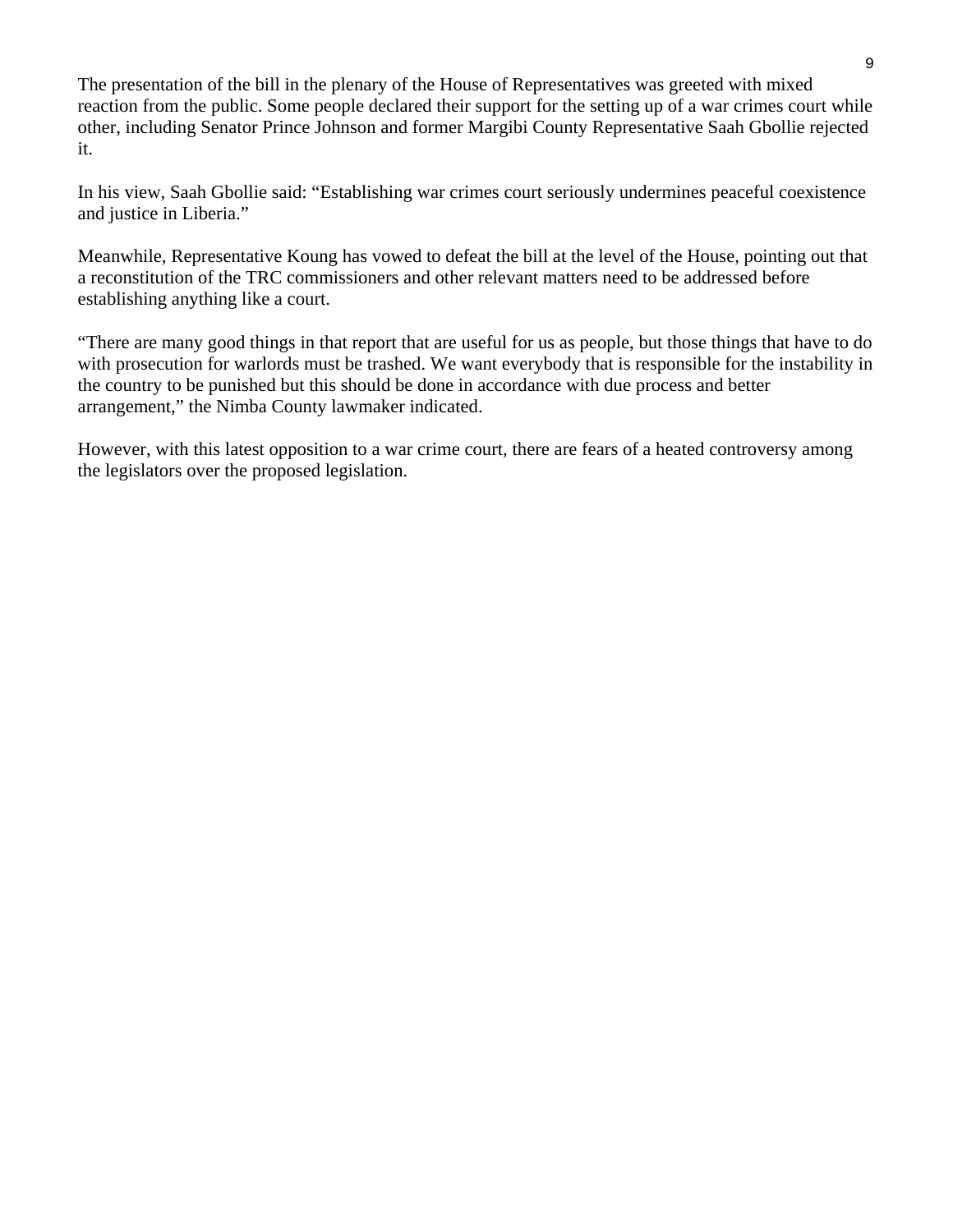The presentation of the bill in the plenary of the House of Representatives was greeted with mixed reaction from the public. Some people declared their support for the setting up of a war crimes court while other, including Senator Prince Johnson and former Margibi County Representative Saah Gbollie rejected it.

In his view, Saah Gbollie said: "Establishing war crimes court seriously undermines peaceful coexistence and justice in Liberia."

Meanwhile, Representative Koung has vowed to defeat the bill at the level of the House, pointing out that a reconstitution of the TRC commissioners and other relevant matters need to be addressed before establishing anything like a court.

"There are many good things in that report that are useful for us as people, but those things that have to do with prosecution for warlords must be trashed. We want everybody that is responsible for the instability in the country to be punished but this should be done in accordance with due process and better arrangement," the Nimba County lawmaker indicated.

However, with this latest opposition to a war crime court, there are fears of a heated controversy among the legislators over the proposed legislation.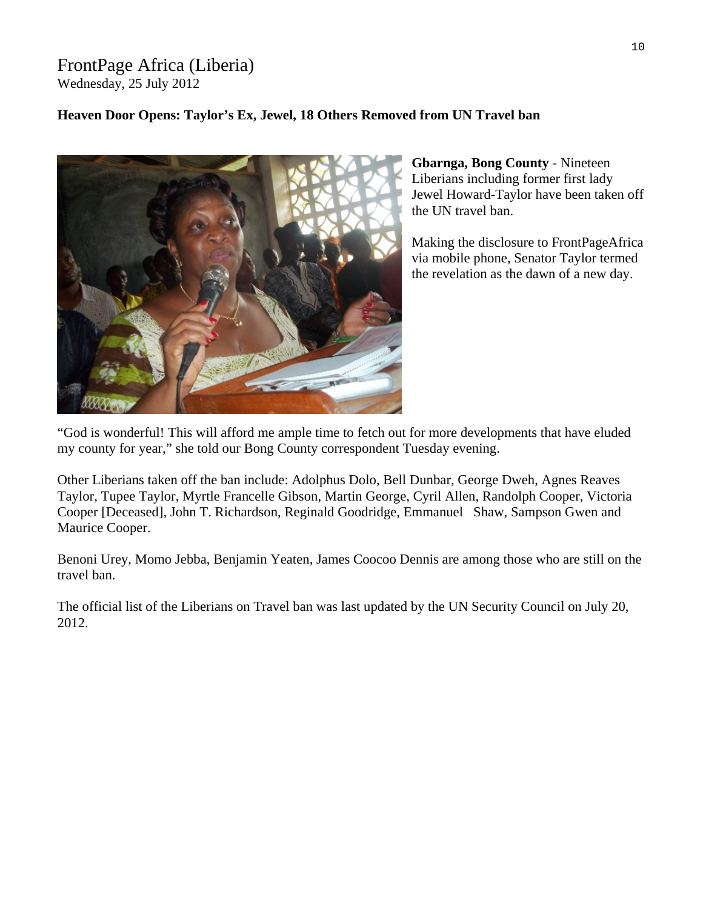FrontPage Africa (Liberia)
Wednesday, 25 July 2012

**Heaven Door Opens: Taylor's Ex, Jewel, 18 Others Removed from UN Travel ban**

**Gbarnga, Bong County** - Nineteen Liberians including former first lady Jewel Howard-Taylor have been taken off the UN travel ban.

Making the disclosure to FrontPageAfrica via mobile phone, Senator Taylor termed the revelation as the dawn of a new day.

"God is wonderful! This will afford me ample time to fetch out for more developments that have eluded my county for year," she told our Bong County correspondent Tuesday evening.

Other Liberians taken off the ban include: Adolphus Dolo, Bell Dunbar, George Dweh, Agnes Reaves Taylor, Tupee Taylor, Myrtle Francelle Gibson, Martin George, Cyril Allen, Randolph Cooper, Victoria Cooper [Deceased], John T. Richardson, Reginald Goodridge, Emmanuel Shaw, Sampson Gwen and Maurice Cooper.

Benoni Urey, Momo Jebba, Benjamin Yeaten, James Coocoo Dennis are among those who are still on the travel ban.

The official list of the Liberians on Travel ban was last updated by the UN Security Council on July 20, 2012.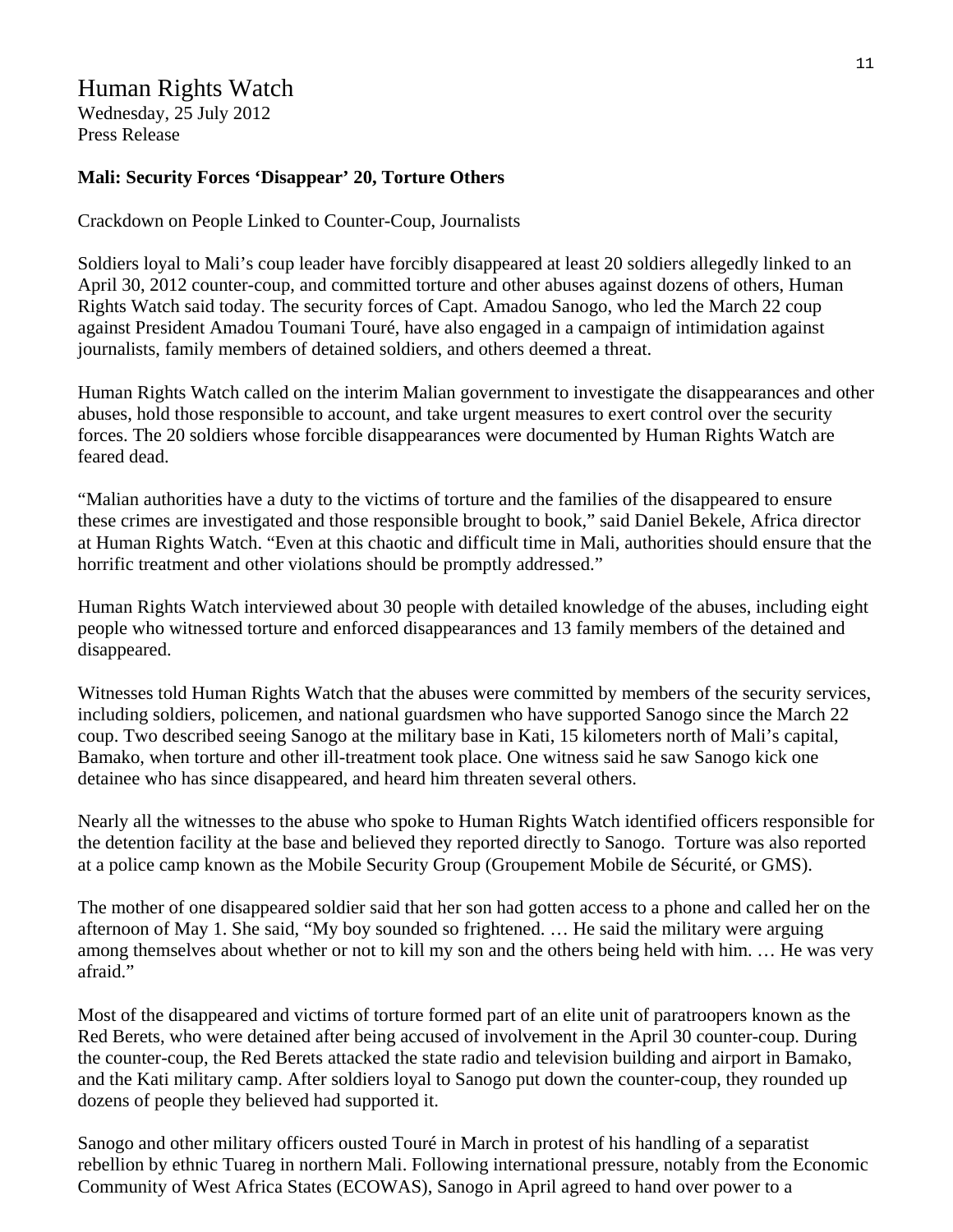# Human Rights Watch

Wednesday, 25 July 2012
Press Release

**Mali: Security Forces 'Disappear' 20, Torture Others**

Crackdown on People Linked to Counter-Coup, Journalists

Soldiers loyal to Mali's coup leader have forcibly disappeared at least 20 soldiers allegedly linked to an April 30, 2012 counter-coup, and committed torture and other abuses against dozens of others, Human Rights Watch said today. The security forces of Capt. Amadou Sanogo, who led the March 22 coup against President Amadou Toumani Touré, have also engaged in a campaign of intimidation against journalists, family members of detained soldiers, and others deemed a threat.

Human Rights Watch called on the interim Malian government to investigate the disappearances and other abuses, hold those responsible to account, and take urgent measures to exert control over the security forces. The 20 soldiers whose forcible disappearances were documented by Human Rights Watch are feared dead.

"Malian authorities have a duty to the victims of torture and the families of the disappeared to ensure these crimes are investigated and those responsible brought to book," said Daniel Bekele, Africa director at Human Rights Watch. "Even at this chaotic and difficult time in Mali, authorities should ensure that the horrific treatment and other violations should be promptly addressed."

Human Rights Watch interviewed about 30 people with detailed knowledge of the abuses, including eight people who witnessed torture and enforced disappearances and 13 family members of the detained and disappeared.

Witnesses told Human Rights Watch that the abuses were committed by members of the security services, including soldiers, policemen, and national guardsmen who have supported Sanogo since the March 22 coup. Two described seeing Sanogo at the military base in Kati, 15 kilometers north of Mali's capital, Bamako, when torture and other ill-treatment took place. One witness said he saw Sanogo kick one detainee who has since disappeared, and heard him threaten several others.

Nearly all the witnesses to the abuse who spoke to Human Rights Watch identified officers responsible for the detention facility at the base and believed they reported directly to Sanogo. Torture was also reported at a police camp known as the Mobile Security Group (Groupement Mobile de Sécurité, or GMS).

The mother of one disappeared soldier said that her son had gotten access to a phone and called her on the afternoon of May 1. She said, "My boy sounded so frightened. … He said the military were arguing among themselves about whether or not to kill my son and the others being held with him. … He was very afraid."

Most of the disappeared and victims of torture formed part of an elite unit of paratroopers known as the Red Berets, who were detained after being accused of involvement in the April 30 counter-coup. During the counter-coup, the Red Berets attacked the state radio and television building and airport in Bamako, and the Kati military camp. After soldiers loyal to Sanogo put down the counter-coup, they rounded up dozens of people they believed had supported it.

Sanogo and other military officers ousted Touré in March in protest of his handling of a separatist rebellion by ethnic Tuareg in northern Mali. Following international pressure, notably from the Economic Community of West Africa States (ECOWAS), Sanogo in April agreed to hand over power to a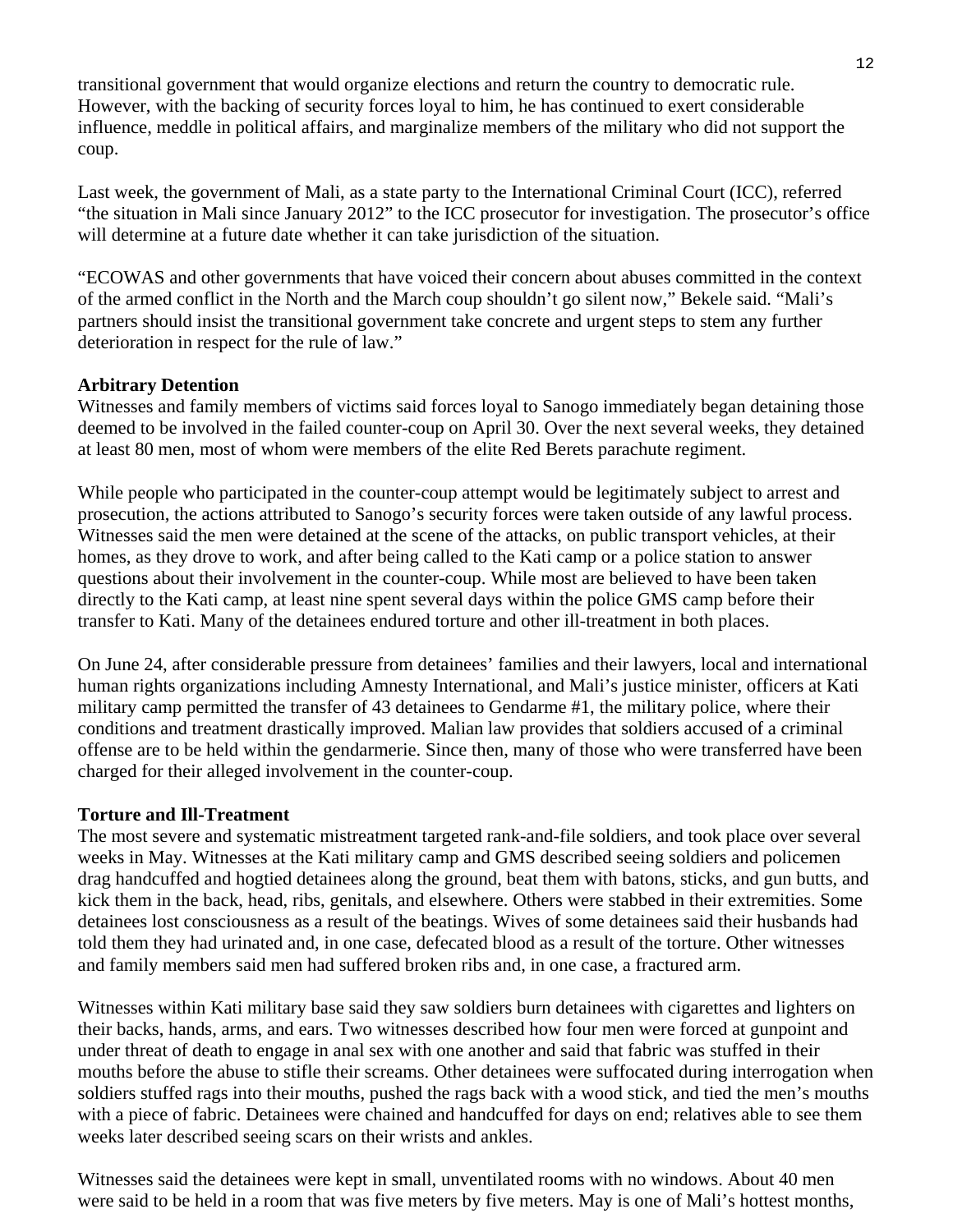transitional government that would organize elections and return the country to democratic rule. However, with the backing of security forces loyal to him, he has continued to exert considerable influence, meddle in political affairs, and marginalize members of the military who did not support the coup.

Last week, the government of Mali, as a state party to the International Criminal Court (ICC), referred "the situation in Mali since January 2012" to the ICC prosecutor for investigation. The prosecutor's office will determine at a future date whether it can take jurisdiction of the situation.

"ECOWAS and other governments that have voiced their concern about abuses committed in the context of the armed conflict in the North and the March coup shouldn't go silent now," Bekele said. "Mali's partners should insist the transitional government take concrete and urgent steps to stem any further deterioration in respect for the rule of law."

**Arbitrary Detention**

Witnesses and family members of victims said forces loyal to Sanogo immediately began detaining those deemed to be involved in the failed counter-coup on April 30. Over the next several weeks, they detained at least 80 men, most of whom were members of the elite Red Berets parachute regiment.

While people who participated in the counter-coup attempt would be legitimately subject to arrest and prosecution, the actions attributed to Sanogo's security forces were taken outside of any lawful process. Witnesses said the men were detained at the scene of the attacks, on public transport vehicles, at their homes, as they drove to work, and after being called to the Kati camp or a police station to answer questions about their involvement in the counter-coup. While most are believed to have been taken directly to the Kati camp, at least nine spent several days within the police GMS camp before their transfer to Kati. Many of the detainees endured torture and other ill-treatment in both places.

On June 24, after considerable pressure from detainees' families and their lawyers, local and international human rights organizations including Amnesty International, and Mali's justice minister, officers at Kati military camp permitted the transfer of 43 detainees to Gendarme #1, the military police, where their conditions and treatment drastically improved. Malian law provides that soldiers accused of a criminal offense are to be held within the gendarmerie. Since then, many of those who were transferred have been charged for their alleged involvement in the counter-coup.

**Torture and Ill-Treatment**

The most severe and systematic mistreatment targeted rank-and-file soldiers, and took place over several weeks in May. Witnesses at the Kati military camp and GMS described seeing soldiers and policemen drag handcuffed and hogtied detainees along the ground, beat them with batons, sticks, and gun butts, and kick them in the back, head, ribs, genitals, and elsewhere. Others were stabbed in their extremities. Some detainees lost consciousness as a result of the beatings. Wives of some detainees said their husbands had told them they had urinated and, in one case, defecated blood as a result of the torture. Other witnesses and family members said men had suffered broken ribs and, in one case, a fractured arm.

Witnesses within Kati military base said they saw soldiers burn detainees with cigarettes and lighters on their backs, hands, arms, and ears. Two witnesses described how four men were forced at gunpoint and under threat of death to engage in anal sex with one another and said that fabric was stuffed in their mouths before the abuse to stifle their screams. Other detainees were suffocated during interrogation when soldiers stuffed rags into their mouths, pushed the rags back with a wood stick, and tied the men's mouths with a piece of fabric. Detainees were chained and handcuffed for days on end; relatives able to see them weeks later described seeing scars on their wrists and ankles.

Witnesses said the detainees were kept in small, unventilated rooms with no windows. About 40 men were said to be held in a room that was five meters by five meters. May is one of Mali's hottest months,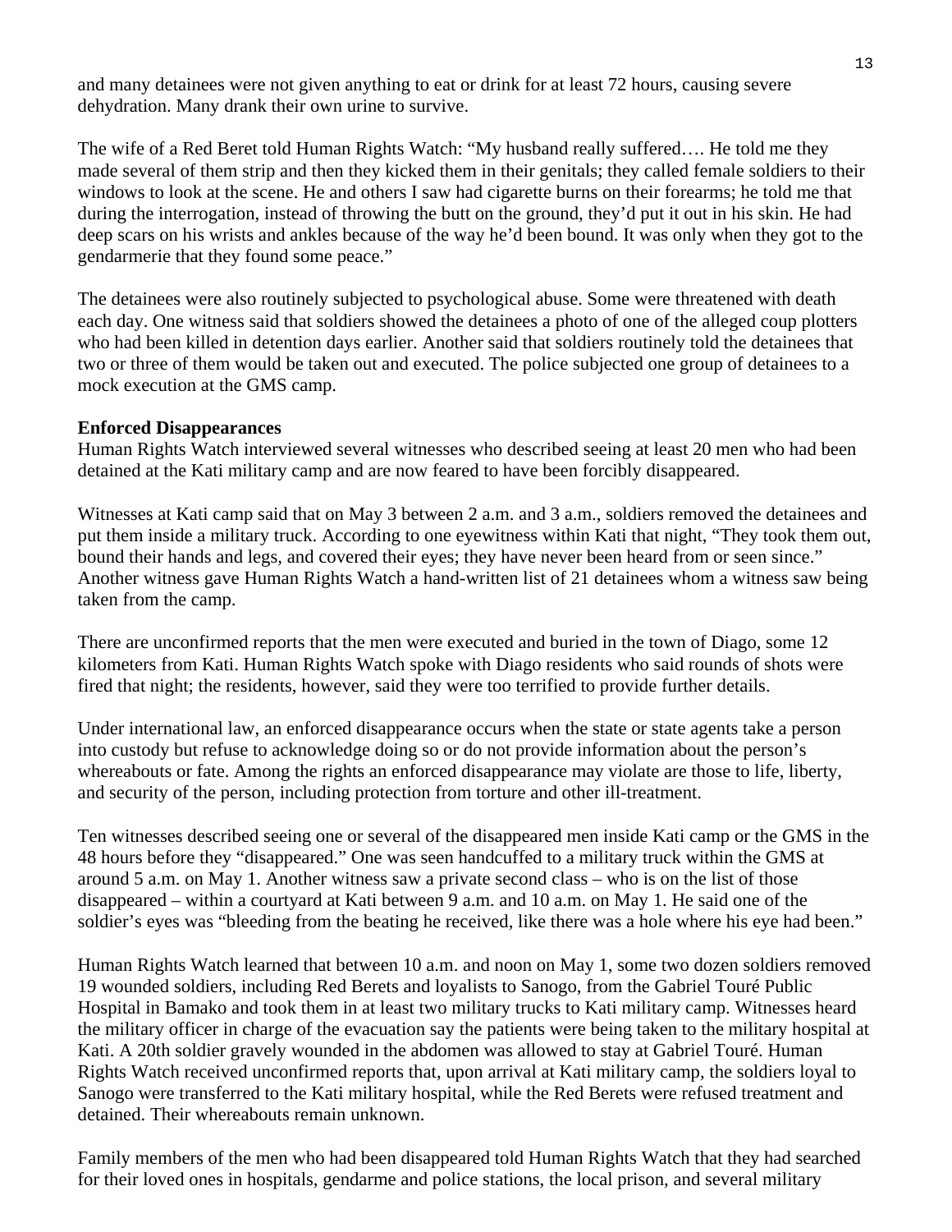and many detainees were not given anything to eat or drink for at least 72 hours, causing severe dehydration. Many drank their own urine to survive.

The wife of a Red Beret told Human Rights Watch: "My husband really suffered…. He told me they made several of them strip and then they kicked them in their genitals; they called female soldiers to their windows to look at the scene. He and others I saw had cigarette burns on their forearms; he told me that during the interrogation, instead of throwing the butt on the ground, they'd put it out in his skin. He had deep scars on his wrists and ankles because of the way he'd been bound. It was only when they got to the gendarmerie that they found some peace."

The detainees were also routinely subjected to psychological abuse. Some were threatened with death each day. One witness said that soldiers showed the detainees a photo of one of the alleged coup plotters who had been killed in detention days earlier. Another said that soldiers routinely told the detainees that two or three of them would be taken out and executed. The police subjected one group of detainees to a mock execution at the GMS camp.

**Enforced Disappearances**

Human Rights Watch interviewed several witnesses who described seeing at least 20 men who had been detained at the Kati military camp and are now feared to have been forcibly disappeared.

Witnesses at Kati camp said that on May 3 between 2 a.m. and 3 a.m., soldiers removed the detainees and put them inside a military truck. According to one eyewitness within Kati that night, "They took them out, bound their hands and legs, and covered their eyes; they have never been heard from or seen since." Another witness gave Human Rights Watch a hand-written list of 21 detainees whom a witness saw being taken from the camp.

There are unconfirmed reports that the men were executed and buried in the town of Diago, some 12 kilometers from Kati. Human Rights Watch spoke with Diago residents who said rounds of shots were fired that night; the residents, however, said they were too terrified to provide further details.

Under international law, an enforced disappearance occurs when the state or state agents take a person into custody but refuse to acknowledge doing so or do not provide information about the person's whereabouts or fate. Among the rights an enforced disappearance may violate are those to life, liberty, and security of the person, including protection from torture and other ill-treatment.

Ten witnesses described seeing one or several of the disappeared men inside Kati camp or the GMS in the 48 hours before they "disappeared." One was seen handcuffed to a military truck within the GMS at around 5 a.m. on May 1. Another witness saw a private second class – who is on the list of those disappeared – within a courtyard at Kati between 9 a.m. and 10 a.m. on May 1. He said one of the soldier's eyes was "bleeding from the beating he received, like there was a hole where his eye had been."

Human Rights Watch learned that between 10 a.m. and noon on May 1, some two dozen soldiers removed 19 wounded soldiers, including Red Berets and loyalists to Sanogo, from the Gabriel Touré Public Hospital in Bamako and took them in at least two military trucks to Kati military camp. Witnesses heard the military officer in charge of the evacuation say the patients were being taken to the military hospital at Kati. A 20th soldier gravely wounded in the abdomen was allowed to stay at Gabriel Touré. Human Rights Watch received unconfirmed reports that, upon arrival at Kati military camp, the soldiers loyal to Sanogo were transferred to the Kati military hospital, while the Red Berets were refused treatment and detained. Their whereabouts remain unknown.

Family members of the men who had been disappeared told Human Rights Watch that they had searched for their loved ones in hospitals, gendarme and police stations, the local prison, and several military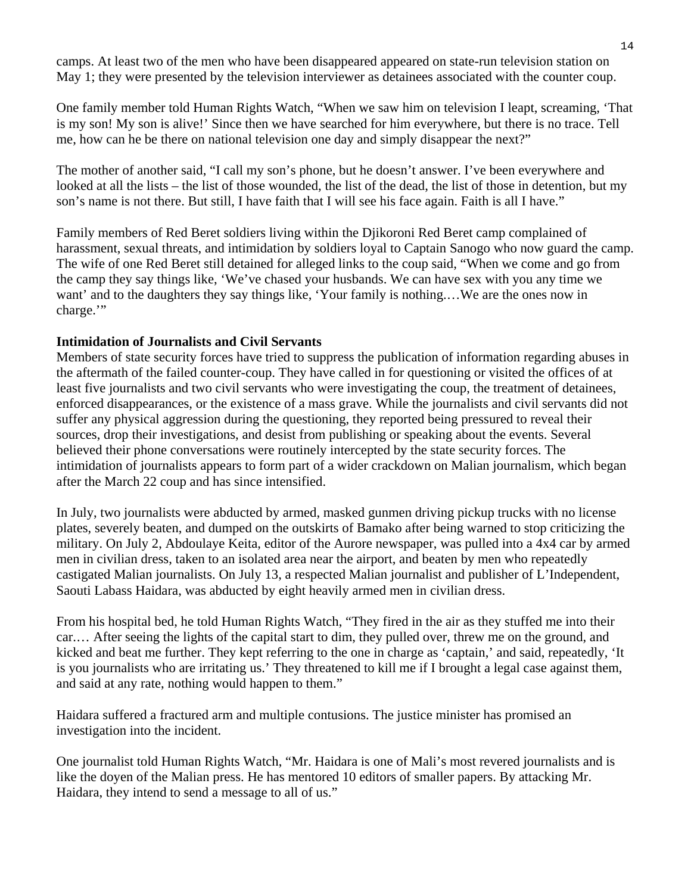camps. At least two of the men who have been disappeared appeared on state-run television station on May 1; they were presented by the television interviewer as detainees associated with the counter coup.

One family member told Human Rights Watch, "When we saw him on television I leapt, screaming, 'That is my son! My son is alive!' Since then we have searched for him everywhere, but there is no trace. Tell me, how can he be there on national television one day and simply disappear the next?"

The mother of another said, "I call my son's phone, but he doesn't answer. I've been everywhere and looked at all the lists – the list of those wounded, the list of the dead, the list of those in detention, but my son's name is not there. But still, I have faith that I will see his face again. Faith is all I have."

Family members of Red Beret soldiers living within the Djikoroni Red Beret camp complained of harassment, sexual threats, and intimidation by soldiers loyal to Captain Sanogo who now guard the camp. The wife of one Red Beret still detained for alleged links to the coup said, "When we come and go from the camp they say things like, 'We've chased your husbands. We can have sex with you any time we want' and to the daughters they say things like, 'Your family is nothing.…We are the ones now in charge.'"

**Intimidation of Journalists and Civil Servants**

Members of state security forces have tried to suppress the publication of information regarding abuses in the aftermath of the failed counter-coup. They have called in for questioning or visited the offices of at least five journalists and two civil servants who were investigating the coup, the treatment of detainees, enforced disappearances, or the existence of a mass grave. While the journalists and civil servants did not suffer any physical aggression during the questioning, they reported being pressured to reveal their sources, drop their investigations, and desist from publishing or speaking about the events. Several believed their phone conversations were routinely intercepted by the state security forces. The intimidation of journalists appears to form part of a wider crackdown on Malian journalism, which began after the March 22 coup and has since intensified.

In July, two journalists were abducted by armed, masked gunmen driving pickup trucks with no license plates, severely beaten, and dumped on the outskirts of Bamako after being warned to stop criticizing the military. On July 2, Abdoulaye Keita, editor of the Aurore newspaper, was pulled into a 4x4 car by armed men in civilian dress, taken to an isolated area near the airport, and beaten by men who repeatedly castigated Malian journalists. On July 13, a respected Malian journalist and publisher of L'Independent, Saouti Labass Haidara, was abducted by eight heavily armed men in civilian dress.

From his hospital bed, he told Human Rights Watch, "They fired in the air as they stuffed me into their car.… After seeing the lights of the capital start to dim, they pulled over, threw me on the ground, and kicked and beat me further. They kept referring to the one in charge as 'captain,' and said, repeatedly, 'It is you journalists who are irritating us.' They threatened to kill me if I brought a legal case against them, and said at any rate, nothing would happen to them."

Haidara suffered a fractured arm and multiple contusions. The justice minister has promised an investigation into the incident.

One journalist told Human Rights Watch, "Mr. Haidara is one of Mali's most revered journalists and is like the doyen of the Malian press. He has mentored 10 editors of smaller papers. By attacking Mr. Haidara, they intend to send a message to all of us."